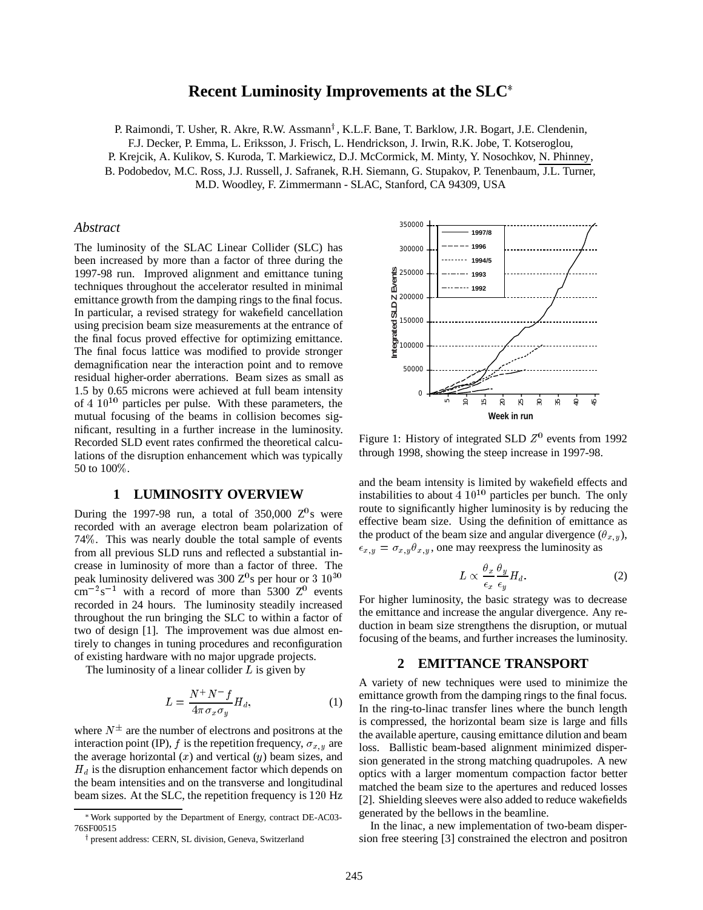# Recent Luminosity Improvements at the SLC*

P. Raimondi, T. Usher, R. Akre, R.W. Assmann†, K.L.F. Bane, T. Barklow, J.R. Bogart, J.E. Clendenin, F.J. Decker, P. Emma, L. Eriksson, J. Frisch, L. Hendrickson, J. Irwin, R.K. Jobe, T. Kotseroglou, P. Krejcik, A. Kulikov, S. Kuroda, T. Markiewicz, D.J. McCormick, M. Minty, Y. Nosochkov, N. Phinney, B. Podobedov, M.C. Ross, J.J. Russell, J. Safranek, R.H. Siemann, G. Stupakov, P. Tenenbaum, J.L. Turner, M.D. Woodley, F. Zimmermann - SLAC, Stanford, CA 94309, USA

### *Abstract*

The luminosity of the SLAC Linear Collider (SLC) has been increased by more than a factor of three during the 1997-98 run. Improved alignment and emittance tuning techniques throughout the accelerator resulted in minimal emittance growth from the damping rings to the final focus. In particular, a revised strategy for wakefield cancellation using precision beam size measurements at the entrance of the final focus proved effective for optimizing emittance. The final focus lattice was modified to provide stronger demagnification near the interaction point and to remove residual higher-order aberrations. Beam sizes as small as 1.5 by 0.65 microns were achieved at full beam intensity of $4\ 10^{10}$ particles per pulse. With these parameters, the mutual focusing of the beams in collision becomes significant, resulting in a further increase in the luminosity. Recorded SLD event rates confirmed the theoretical calculations of the disruption enhancement which was typically 50 to 100%.

## 1 LUMINOSITY OVERVIEW

During the 1997-98 run, a total of 350,000 $Z^0$s were recorded with an average electron beam polarization of 74%. This was nearly double the total sample of events from all previous SLD runs and reflected a substantial increase in luminosity of more than a factor of three. The peak luminosity delivered was 300 $Z^0$s per hour or $3\ 10^{30}$ $\mathrm{cm}^{-2}\mathrm{s}^{-1}$ with a record of more than 5300 $Z^0$ events recorded in 24 hours. The luminosity steadily increased throughout the run bringing the SLC to within a factor of two of design [1]. The improvement was due almost entirely to changes in tuning procedures and reconfiguration of existing hardware with no major upgrade projects.

The luminosity of a linear collider $L$ is given by

$$L = \frac{N^+ N^- f}{4\pi\sigma_x\sigma_y} H_d, \tag{1}$$

where $N^{\pm}$ are the number of electrons and positrons at the interaction point (IP), $f$ is the repetition frequency, $\sigma_{x,y}$ are the average horizontal ($x$) and vertical ($y$) beam sizes, and $H_d$ is the disruption enhancement factor which depends on the beam intensities and on the transverse and longitudinal beam sizes. At the SLC, the repetition frequency is 120 Hz

Figure 1: History of integrated SLD $Z^0$ events from 1992 through 1998, showing the steep increase in 1997-98.

and the beam intensity is limited by wakefield effects and instabilities to about $4\ 10^{10}$ particles per bunch. The only route to significantly higher luminosity is by reducing the effective beam size. Using the definition of emittance as the product of the beam size and angular divergence ($\theta_{x,y}$), $\epsilon_{x,y} = \sigma_{x,y}\theta_{x,y}$, one may reexpress the luminosity as

$$L \propto \frac{\theta_x}{\epsilon_x}\frac{\theta_y}{\epsilon_y} H_d. \tag{2}$$

For higher luminosity, the basic strategy was to decrease the emittance and increase the angular divergence. Any reduction in beam size strengthens the disruption, or mutual focusing of the beams, and further increases the luminosity.

## 2 EMITTANCE TRANSPORT

A variety of new techniques were used to minimize the emittance growth from the damping rings to the final focus. In the ring-to-linac transfer lines where the bunch length is compressed, the horizontal beam size is large and fills the available aperture, causing emittance dilution and beam loss. Ballistic beam-based alignment minimized dispersion generated in the strong matching quadrupoles. A new optics with a larger momentum compaction factor better matched the beam size to the apertures and reduced losses [2]. Shielding sleeves were also added to reduce wakefields generated by the bellows in the beamline.

In the linac, a new implementation of two-beam dispersion free steering [3] constrained the electron and positron

---

\* Work supported by the Department of Energy, contract DE-AC03-76SF00515

† present address: CERN, SL division, Geneva, Switzerland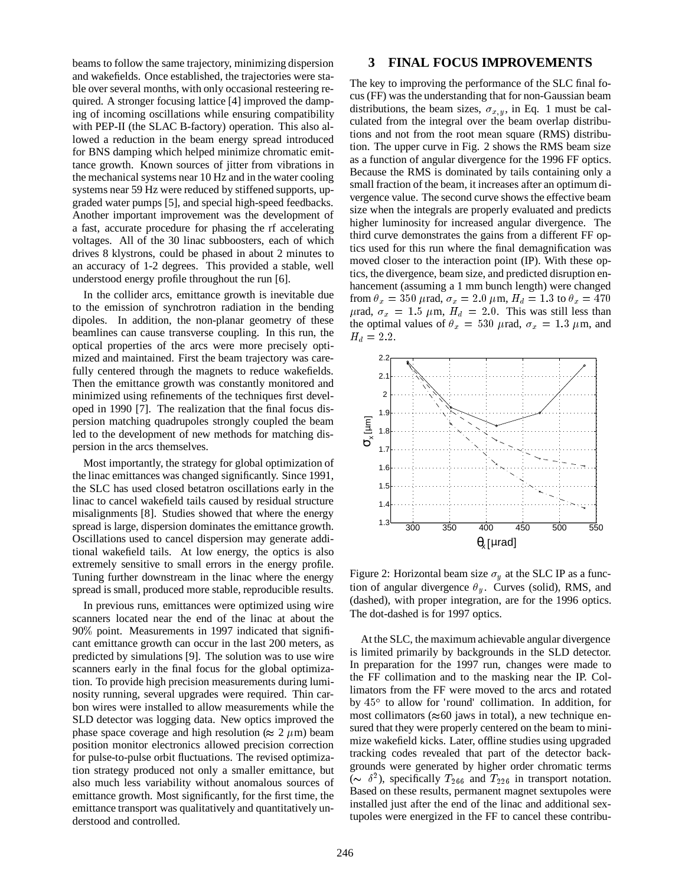beams to follow the same trajectory, minimizing dispersion and wakefields. Once established, the trajectories were stable over several months, with only occasional resteering required. A stronger focusing lattice [4] improved the damping of incoming oscillations while ensuring compatibility with PEP-II (the SLAC B-factory) operation. This also allowed a reduction in the beam energy spread introduced for BNS damping which helped minimize chromatic emittance growth. Known sources of jitter from vibrations in the mechanical systems near 10 Hz and in the water cooling systems near 59 Hz were reduced by stiffened supports, upgraded water pumps [5], and special high-speed feedbacks. Another important improvement was the development of a fast, accurate procedure for phasing the rf accelerating voltages. All of the 30 linac subboosters, each of which drives 8 klystrons, could be phased in about 2 minutes to an accuracy of 1-2 degrees. This provided a stable, well understood energy profile throughout the run [6].

In the collider arcs, emittance growth is inevitable due to the emission of synchrotron radiation in the bending dipoles. In addition, the non-planar geometry of these beamlines can cause transverse coupling. In this run, the optical properties of the arcs were more precisely optimized and maintained. First the beam trajectory was carefully centered through the magnets to reduce wakefields. Then the emittance growth was constantly monitored and minimized using refinements of the techniques first developed in 1990 [7]. The realization that the final focus dispersion matching quadrupoles strongly coupled the beam led to the development of new methods for matching dispersion in the arcs themselves.

Most importantly, the strategy for global optimization of the linac emittances was changed significantly. Since 1991, the SLC has used closed betatron oscillations early in the linac to cancel wakefield tails caused by residual structure misalignments [8]. Studies showed that where the energy spread is large, dispersion dominates the emittance growth. Oscillations used to cancel dispersion may generate additional wakefield tails. At low energy, the optics is also extremely sensitive to small errors in the energy profile. Tuning further downstream in the linac where the energy spread is small, produced more stable, reproducible results.

In previous runs, emittances were optimized using wire scanners located near the end of the linac at about the 90% point. Measurements in 1997 indicated that significant emittance growth can occur in the last 200 meters, as predicted by simulations [9]. The solution was to use wire scanners early in the final focus for the global optimization. To provide high precision measurements during luminosity running, several upgrades were required. Thin carbon wires were installed to allow measurements while the SLD detector was logging data. New optics improved the phase space coverage and high resolution ($\approx 2\ \mu$m) beam position monitor electronics allowed precision correction for pulse-to-pulse orbit fluctuations. The revised optimization strategy produced not only a smaller emittance, but also much less variability without anomalous sources of emittance growth. Most significantly, for the first time, the emittance transport was qualitatively and quantitatively understood and controlled.

## 3 FINAL FOCUS IMPROVEMENTS

The key to improving the performance of the SLC final focus (FF) was the understanding that for non-Gaussian beam distributions, the beam sizes, $\sigma_{x,y}$, in Eq. 1 must be calculated from the integral over the beam overlap distributions and not from the root mean square (RMS) distribution. The upper curve in Fig. 2 shows the RMS beam size as a function of angular divergence for the 1996 FF optics. Because the RMS is dominated by tails containing only a small fraction of the beam, it increases after an optimum divergence value. The second curve shows the effective beam size when the integrals are properly evaluated and predicts higher luminosity for increased angular divergence. The third curve demonstrates the gains from a different FF optics used for this run where the final demagnification was moved closer to the interaction point (IP). With these optics, the divergence, beam size, and predicted disruption enhancement (assuming a 1 mm bunch length) were changed from $\theta_x = 350\ \mu$rad, $\sigma_x = 2.0\ \mu$m, $H_d = 1.3$ to $\theta_x = 470\ \mu$rad, $\sigma_x = 1.5\ \mu$m, $H_d = 2.0$. This was still less than the optimal values of $\theta_x = 530\ \mu$rad, $\sigma_x = 1.3\ \mu$m, and $H_d = 2.2$.

Figure 2: Horizontal beam size $\sigma_y$ at the SLC IP as a function of angular divergence $\theta_y$. Curves (solid), RMS, and (dashed), with proper integration, are for the 1996 optics. The dot-dashed is for 1997 optics.

At the SLC, the maximum achievable angular divergence is limited primarily by backgrounds in the SLD detector. In preparation for the 1997 run, changes were made to the FF collimation and to the masking near the IP. Collimators from the FF were moved to the arcs and rotated by $45°$ to allow for 'round' collimation. In addition, for most collimators ($\approx$60 jaws in total), a new technique ensured that they were properly centered on the beam to minimize wakefield kicks. Later, offline studies using upgraded tracking codes revealed that part of the detector backgrounds were generated by higher order chromatic terms ($\sim\ \delta^2$), specifically $T_{266}$ and $T_{226}$ in transport notation. Based on these results, permanent magnet sextupoles were installed just after the end of the linac and additional sextupoles were energized in the FF to cancel these contribu-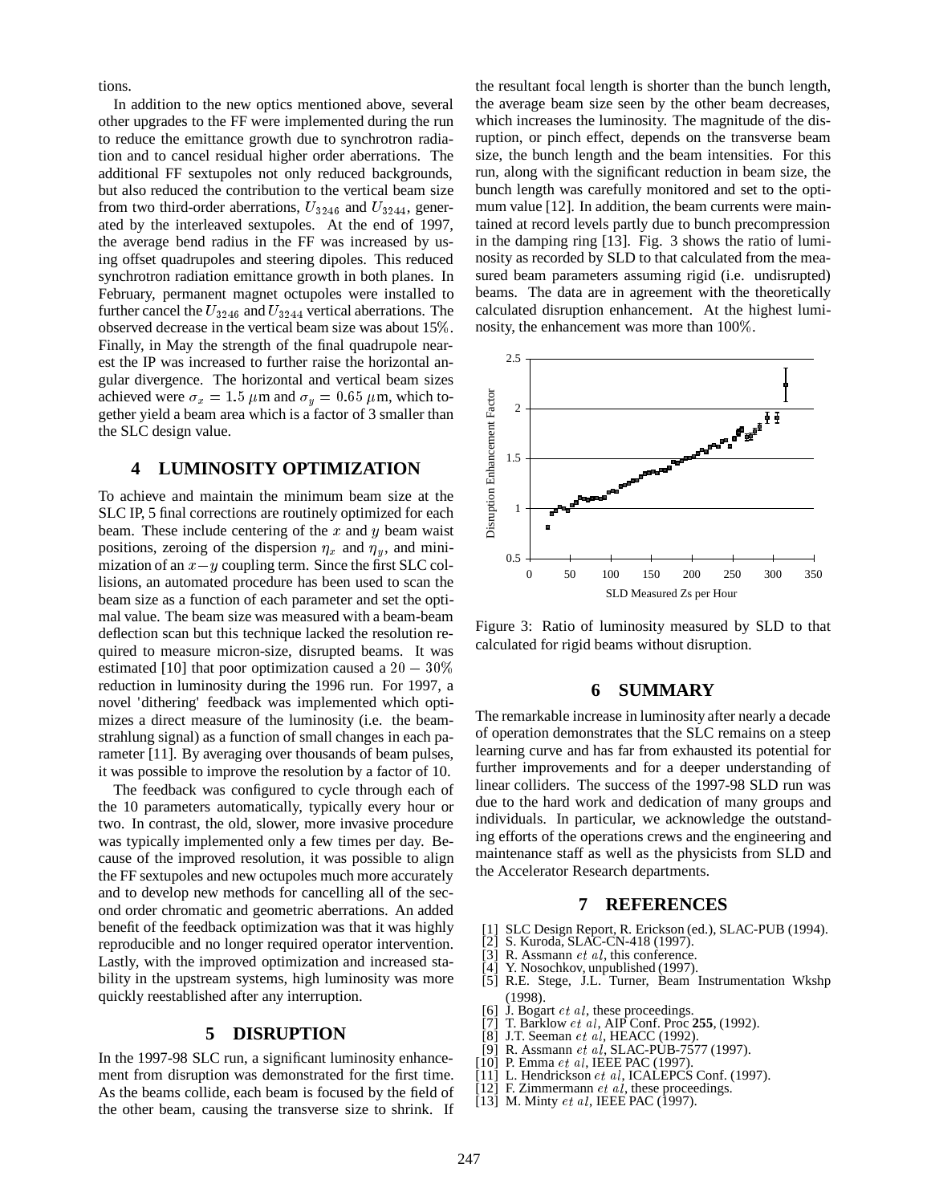tions.

In addition to the new optics mentioned above, several other upgrades to the FF were implemented during the run to reduce the emittance growth due to synchrotron radiation and to cancel residual higher order aberrations. The additional FF sextupoles not only reduced backgrounds, but also reduced the contribution to the vertical beam size from two third-order aberrations, $U_{3246}$ and $U_{3244}$, generated by the interleaved sextupoles. At the end of 1997, the average bend radius in the FF was increased by using offset quadrupoles and steering dipoles. This reduced synchrotron radiation emittance growth in both planes. In February, permanent magnet octupoles were installed to further cancel the $U_{3246}$ and $U_{3244}$ vertical aberrations. The observed decrease in the vertical beam size was about $15\%$. Finally, in May the strength of the final quadrupole nearest the IP was increased to further raise the horizontal angular divergence. The horizontal and vertical beam sizes achieved were $\sigma_x = 1.5\ \mu$m and $\sigma_y = 0.65\ \mu$m, which together yield a beam area which is a factor of 3 smaller than the SLC design value.

## 4 LUMINOSITY OPTIMIZATION

To achieve and maintain the minimum beam size at the SLC IP, 5 final corrections are routinely optimized for each beam. These include centering of the $x$ and $y$ beam waist positions, zeroing of the dispersion $\eta_x$ and $\eta_y$, and minimization of an $x-y$ coupling term. Since the first SLC collisions, an automated procedure has been used to scan the beam size as a function of each parameter and set the optimal value. The beam size was measured with a beam-beam deflection scan but this technique lacked the resolution required to measure micron-size, disrupted beams. It was estimated [10] that poor optimization caused a $20-30\%$ reduction in luminosity during the 1996 run. For 1997, a novel 'dithering' feedback was implemented which optimizes a direct measure of the luminosity (i.e. the beamstrahlung signal) as a function of small changes in each parameter [11]. By averaging over thousands of beam pulses, it was possible to improve the resolution by a factor of 10.

The feedback was configured to cycle through each of the 10 parameters automatically, typically every hour or two. In contrast, the old, slower, more invasive procedure was typically implemented only a few times per day. Because of the improved resolution, it was possible to align the FF sextupoles and new octupoles much more accurately and to develop new methods for cancelling all of the second order chromatic and geometric aberrations. An added benefit of the feedback optimization was that it was highly reproducible and no longer required operator intervention. Lastly, with the improved optimization and increased stability in the upstream systems, high luminosity was more quickly reestablished after any interruption.

## 5 DISRUPTION

In the 1997-98 SLC run, a significant luminosity enhancement from disruption was demonstrated for the first time. As the beams collide, each beam is focused by the field of the other beam, causing the transverse size to shrink. If the resultant focal length is shorter than the bunch length, the average beam size seen by the other beam decreases, which increases the luminosity. The magnitude of the disruption, or pinch effect, depends on the transverse beam size, the bunch length and the beam intensities. For this run, along with the significant reduction in beam size, the bunch length was carefully monitored and set to the optimum value [12]. In addition, the beam currents were maintained at record levels partly due to bunch precompression in the damping ring [13]. Fig. 3 shows the ratio of luminosity as recorded by SLD to that calculated from the measured beam parameters assuming rigid (i.e. undisrupted) beams. The data are in agreement with the theoretically calculated disruption enhancement. At the highest luminosity, the enhancement was more than $100\%$.

Disruption Enhancement Factor
2.5
2
1.5
1
0.5
0 50 100 150 200 250 300 350
SLD Measured Zs per Hour

Figure 3: Ratio of luminosity measured by SLD to that calculated for rigid beams without disruption.

## 6 SUMMARY

The remarkable increase in luminosity after nearly a decade of operation demonstrates that the SLC remains on a steep learning curve and has far from exhausted its potential for further improvements and for a deeper understanding of linear colliders. The success of the 1997-98 SLD run was due to the hard work and dedication of many groups and individuals. In particular, we acknowledge the outstanding efforts of the operations crews and the engineering and maintenance staff as well as the physicists from SLD and the Accelerator Research departments.

## 7 REFERENCES

[1] SLC Design Report, R. Erickson (ed.), SLAC-PUB (1994).
[2] S. Kuroda, SLAC-CN-418 (1997).
[3] R. Assmann *et al*, this conference.
[4] Y. Nosochkov, unpublished (1997).
[5] R.E. Stege, J.L. Turner, Beam Instrumentation Wkshp (1998).
[6] J. Bogart *et al*, these proceedings.
[7] T. Barklow *et al*, AIP Conf. Proc **255**, (1992).
[8] J.T. Seeman *et al*, HEACC (1992).
[9] R. Assmann *et al*, SLAC-PUB-7577 (1997).
[10] P. Emma *et al*, IEEE PAC (1997).
[11] L. Hendrickson *et al*, ICALEPCS Conf. (1997).
[12] F. Zimmermann *et al*, these proceedings.
[13] M. Minty *et al*, IEEE PAC (1997).